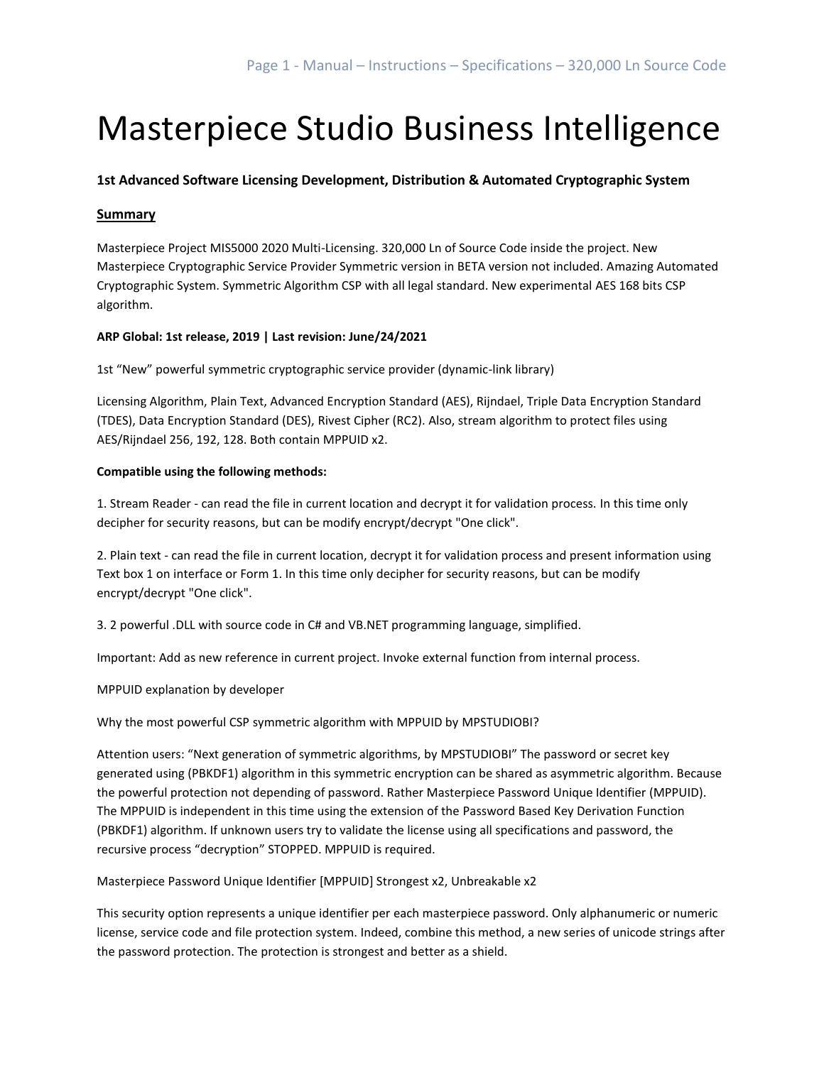# Masterpiece Studio Business Intelligence

**1st Advanced Software Licensing Development, Distribution & Automated Cryptographic System**

## Summary

Masterpiece Project MIS5000 2020 Multi-Licensing. 320,000 Ln of Source Code inside the project. New Masterpiece Cryptographic Service Provider Symmetric version in BETA version not included. Amazing Automated Cryptographic System. Symmetric Algorithm CSP with all legal standard. New experimental AES 168 bits CSP algorithm.

**ARP Global: 1st release, 2019 | Last revision: June/24/2021**

1st "New" powerful symmetric cryptographic service provider (dynamic-link library)

Licensing Algorithm, Plain Text, Advanced Encryption Standard (AES), Rijndael, Triple Data Encryption Standard (TDES), Data Encryption Standard (DES), Rivest Cipher (RC2). Also, stream algorithm to protect files using AES/Rijndael 256, 192, 128. Both contain MPPUID x2.

**Compatible using the following methods:**

1. Stream Reader - can read the file in current location and decrypt it for validation process. In this time only decipher for security reasons, but can be modify encrypt/decrypt "One click".

2. Plain text - can read the file in current location, decrypt it for validation process and present information using Text box 1 on interface or Form 1. In this time only decipher for security reasons, but can be modify encrypt/decrypt "One click".

3. 2 powerful .DLL with source code in C# and VB.NET programming language, simplified.

Important: Add as new reference in current project. Invoke external function from internal process.

MPPUID explanation by developer

Why the most powerful CSP symmetric algorithm with MPPUID by MPSTUDIOBI?

Attention users: "Next generation of symmetric algorithms, by MPSTUDIOBI" The password or secret key generated using (PBKDF1) algorithm in this symmetric encryption can be shared as asymmetric algorithm. Because the powerful protection not depending of password. Rather Masterpiece Password Unique Identifier (MPPUID). The MPPUID is independent in this time using the extension of the Password Based Key Derivation Function (PBKDF1) algorithm. If unknown users try to validate the license using all specifications and password, the recursive process "decryption" STOPPED. MPPUID is required.

Masterpiece Password Unique Identifier [MPPUID] Strongest x2, Unbreakable x2

This security option represents a unique identifier per each masterpiece password. Only alphanumeric or numeric license, service code and file protection system. Indeed, combine this method, a new series of unicode strings after the password protection. The protection is strongest and better as a shield.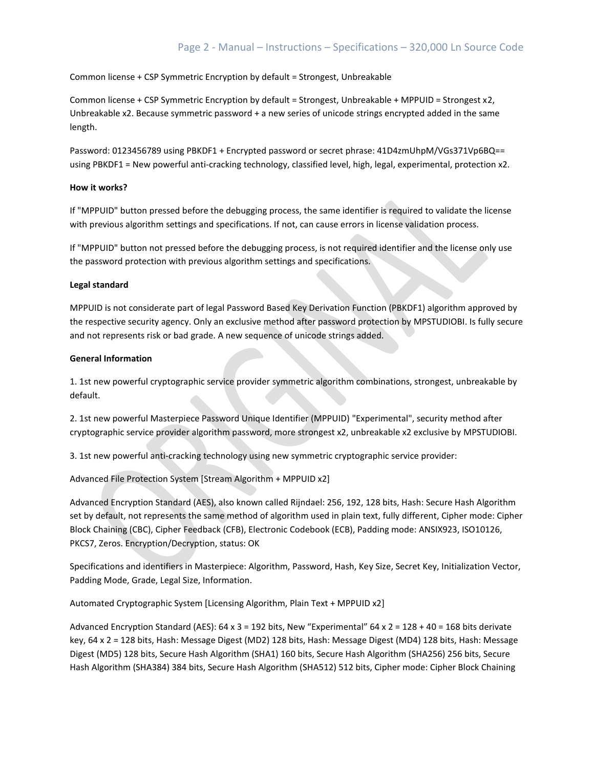Common license + CSP Symmetric Encryption by default = Strongest, Unbreakable

Common license + CSP Symmetric Encryption by default = Strongest, Unbreakable + MPPUID = Strongest x2, Unbreakable x2. Because symmetric password + a new series of unicode strings encrypted added in the same length.

Password: 0123456789 using PBKDF1 + Encrypted password or secret phrase: 41D4zmUhpM/VGs371Vp6BQ== using PBKDF1 = New powerful anti-cracking technology, classified level, high, legal, experimental, protection x2.

**How it works?**

If "MPPUID" button pressed before the debugging process, the same identifier is required to validate the license with previous algorithm settings and specifications. If not, can cause errors in license validation process.

If "MPPUID" button not pressed before the debugging process, is not required identifier and the license only use the password protection with previous algorithm settings and specifications.

**Legal standard**

MPPUID is not considerate part of legal Password Based Key Derivation Function (PBKDF1) algorithm approved by the respective security agency. Only an exclusive method after password protection by MPSTUDIOBI. Is fully secure and not represents risk or bad grade. A new sequence of unicode strings added.

**General Information**

1. 1st new powerful cryptographic service provider symmetric algorithm combinations, strongest, unbreakable by default.

2. 1st new powerful Masterpiece Password Unique Identifier (MPPUID) "Experimental", security method after cryptographic service provider algorithm password, more strongest x2, unbreakable x2 exclusive by MPSTUDIOBI.

3. 1st new powerful anti-cracking technology using new symmetric cryptographic service provider:

Advanced File Protection System [Stream Algorithm + MPPUID x2]

Advanced Encryption Standard (AES), also known called Rijndael: 256, 192, 128 bits, Hash: Secure Hash Algorithm set by default, not represents the same method of algorithm used in plain text, fully different, Cipher mode: Cipher Block Chaining (CBC), Cipher Feedback (CFB), Electronic Codebook (ECB), Padding mode: ANSIX923, ISO10126, PKCS7, Zeros. Encryption/Decryption, status: OK

Specifications and identifiers in Masterpiece: Algorithm, Password, Hash, Key Size, Secret Key, Initialization Vector, Padding Mode, Grade, Legal Size, Information.

Automated Cryptographic System [Licensing Algorithm, Plain Text + MPPUID x2]

Advanced Encryption Standard (AES): 64 x 3 = 192 bits, New “Experimental” 64 x 2 = 128 + 40 = 168 bits derivate key, 64 x 2 = 128 bits, Hash: Message Digest (MD2) 128 bits, Hash: Message Digest (MD4) 128 bits, Hash: Message Digest (MD5) 128 bits, Secure Hash Algorithm (SHA1) 160 bits, Secure Hash Algorithm (SHA256) 256 bits, Secure Hash Algorithm (SHA384) 384 bits, Secure Hash Algorithm (SHA512) 512 bits, Cipher mode: Cipher Block Chaining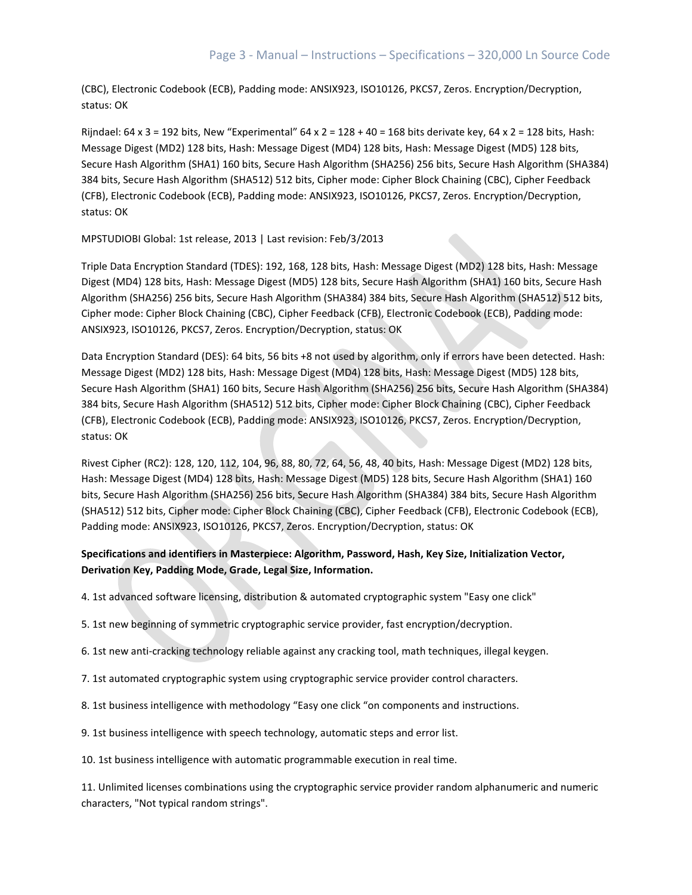(CBC), Electronic Codebook (ECB), Padding mode: ANSIX923, ISO10126, PKCS7, Zeros. Encryption/Decryption, status: OK

Rijndael: 64 x 3 = 192 bits, New “Experimental” 64 x 2 = 128 + 40 = 168 bits derivate key, 64 x 2 = 128 bits, Hash: Message Digest (MD2) 128 bits, Hash: Message Digest (MD4) 128 bits, Hash: Message Digest (MD5) 128 bits, Secure Hash Algorithm (SHA1) 160 bits, Secure Hash Algorithm (SHA256) 256 bits, Secure Hash Algorithm (SHA384) 384 bits, Secure Hash Algorithm (SHA512) 512 bits, Cipher mode: Cipher Block Chaining (CBC), Cipher Feedback (CFB), Electronic Codebook (ECB), Padding mode: ANSIX923, ISO10126, PKCS7, Zeros. Encryption/Decryption, status: OK

MPSTUDIOBI Global: 1st release, 2013 | Last revision: Feb/3/2013

Triple Data Encryption Standard (TDES): 192, 168, 128 bits, Hash: Message Digest (MD2) 128 bits, Hash: Message Digest (MD4) 128 bits, Hash: Message Digest (MD5) 128 bits, Secure Hash Algorithm (SHA1) 160 bits, Secure Hash Algorithm (SHA256) 256 bits, Secure Hash Algorithm (SHA384) 384 bits, Secure Hash Algorithm (SHA512) 512 bits, Cipher mode: Cipher Block Chaining (CBC), Cipher Feedback (CFB), Electronic Codebook (ECB), Padding mode: ANSIX923, ISO10126, PKCS7, Zeros. Encryption/Decryption, status: OK

Data Encryption Standard (DES): 64 bits, 56 bits +8 not used by algorithm, only if errors have been detected. Hash: Message Digest (MD2) 128 bits, Hash: Message Digest (MD4) 128 bits, Hash: Message Digest (MD5) 128 bits, Secure Hash Algorithm (SHA1) 160 bits, Secure Hash Algorithm (SHA256) 256 bits, Secure Hash Algorithm (SHA384) 384 bits, Secure Hash Algorithm (SHA512) 512 bits, Cipher mode: Cipher Block Chaining (CBC), Cipher Feedback (CFB), Electronic Codebook (ECB), Padding mode: ANSIX923, ISO10126, PKCS7, Zeros. Encryption/Decryption, status: OK

Rivest Cipher (RC2): 128, 120, 112, 104, 96, 88, 80, 72, 64, 56, 48, 40 bits, Hash: Message Digest (MD2) 128 bits, Hash: Message Digest (MD4) 128 bits, Hash: Message Digest (MD5) 128 bits, Secure Hash Algorithm (SHA1) 160 bits, Secure Hash Algorithm (SHA256) 256 bits, Secure Hash Algorithm (SHA384) 384 bits, Secure Hash Algorithm (SHA512) 512 bits, Cipher mode: Cipher Block Chaining (CBC), Cipher Feedback (CFB), Electronic Codebook (ECB), Padding mode: ANSIX923, ISO10126, PKCS7, Zeros. Encryption/Decryption, status: OK

**Specifications and identifiers in Masterpiece: Algorithm, Password, Hash, Key Size, Initialization Vector, Derivation Key, Padding Mode, Grade, Legal Size, Information.**

4. 1st advanced software licensing, distribution & automated cryptographic system "Easy one click"

5. 1st new beginning of symmetric cryptographic service provider, fast encryption/decryption.

6. 1st new anti-cracking technology reliable against any cracking tool, math techniques, illegal keygen.

7. 1st automated cryptographic system using cryptographic service provider control characters.

8. 1st business intelligence with methodology “Easy one click “on components and instructions.

9. 1st business intelligence with speech technology, automatic steps and error list.

10. 1st business intelligence with automatic programmable execution in real time.

11. Unlimited licenses combinations using the cryptographic service provider random alphanumeric and numeric characters, "Not typical random strings".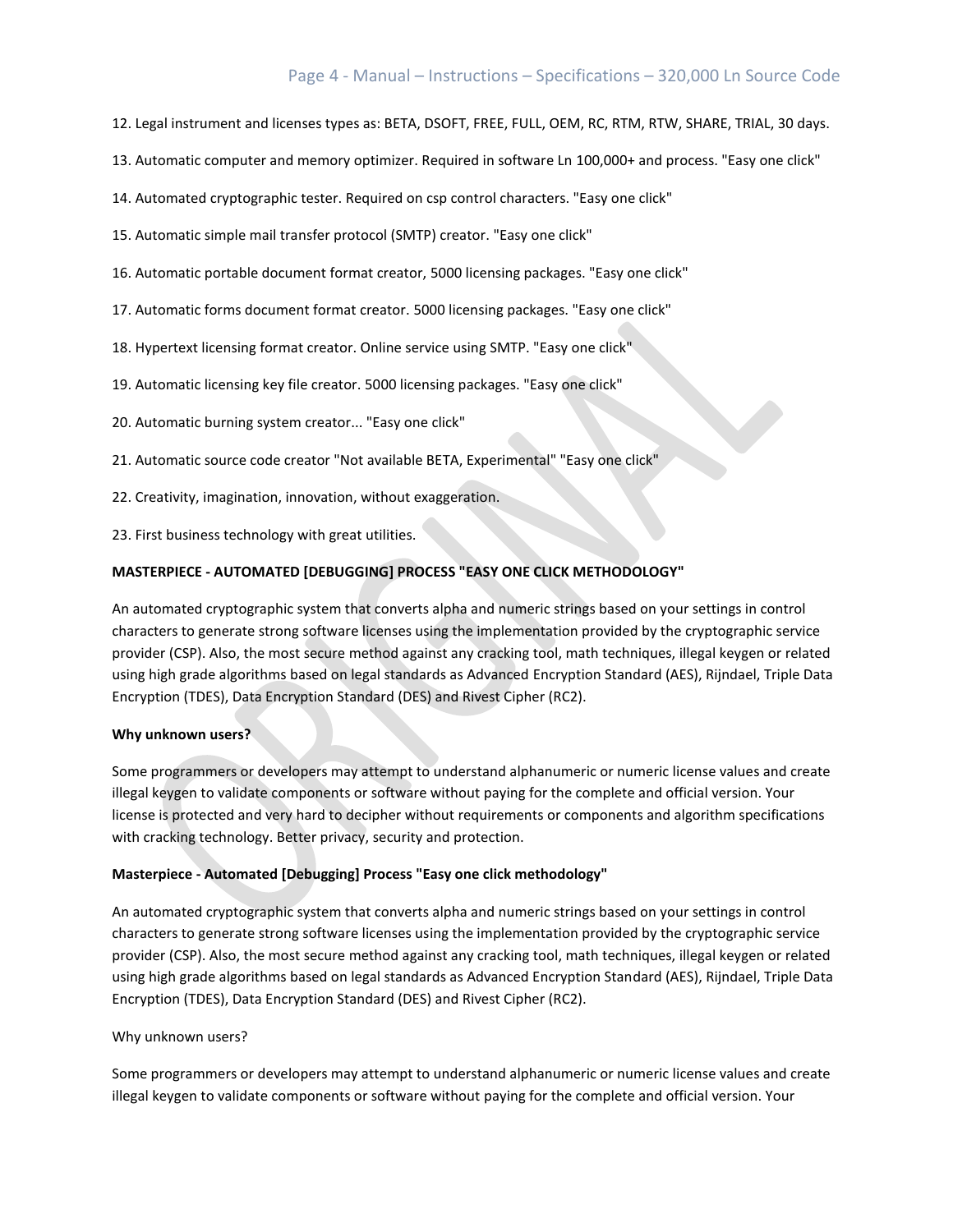12. Legal instrument and licenses types as: BETA, DSOFT, FREE, FULL, OEM, RC, RTM, RTW, SHARE, TRIAL, 30 days.

13. Automatic computer and memory optimizer. Required in software Ln 100,000+ and process. "Easy one click"

14. Automated cryptographic tester. Required on csp control characters. "Easy one click"

15. Automatic simple mail transfer protocol (SMTP) creator. "Easy one click"

16. Automatic portable document format creator, 5000 licensing packages. "Easy one click"

17. Automatic forms document format creator. 5000 licensing packages. "Easy one click"

18. Hypertext licensing format creator. Online service using SMTP. "Easy one click"

19. Automatic licensing key file creator. 5000 licensing packages. "Easy one click"

20. Automatic burning system creator... "Easy one click"

21. Automatic source code creator "Not available BETA, Experimental" "Easy one click"

22. Creativity, imagination, innovation, without exaggeration.

23. First business technology with great utilities.

**MASTERPIECE - AUTOMATED [DEBUGGING] PROCESS "EASY ONE CLICK METHODOLOGY"**

An automated cryptographic system that converts alpha and numeric strings based on your settings in control characters to generate strong software licenses using the implementation provided by the cryptographic service provider (CSP). Also, the most secure method against any cracking tool, math techniques, illegal keygen or related using high grade algorithms based on legal standards as Advanced Encryption Standard (AES), Rijndael, Triple Data Encryption (TDES), Data Encryption Standard (DES) and Rivest Cipher (RC2).

**Why unknown users?**

Some programmers or developers may attempt to understand alphanumeric or numeric license values and create illegal keygen to validate components or software without paying for the complete and official version. Your license is protected and very hard to decipher without requirements or components and algorithm specifications with cracking technology. Better privacy, security and protection.

**Masterpiece - Automated [Debugging] Process "Easy one click methodology"**

An automated cryptographic system that converts alpha and numeric strings based on your settings in control characters to generate strong software licenses using the implementation provided by the cryptographic service provider (CSP). Also, the most secure method against any cracking tool, math techniques, illegal keygen or related using high grade algorithms based on legal standards as Advanced Encryption Standard (AES), Rijndael, Triple Data Encryption (TDES), Data Encryption Standard (DES) and Rivest Cipher (RC2).

Why unknown users?

Some programmers or developers may attempt to understand alphanumeric or numeric license values and create illegal keygen to validate components or software without paying for the complete and official version. Your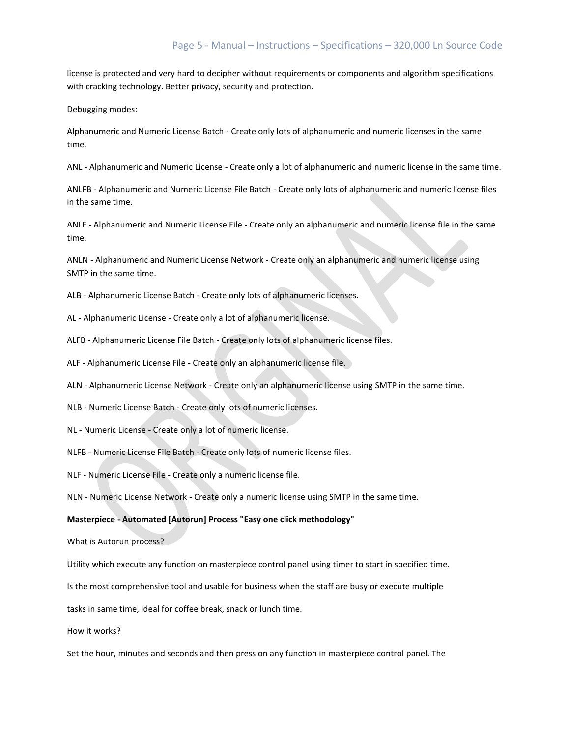license is protected and very hard to decipher without requirements or components and algorithm specifications with cracking technology. Better privacy, security and protection.

Debugging modes:

Alphanumeric and Numeric License Batch - Create only lots of alphanumeric and numeric licenses in the same time.

ANL - Alphanumeric and Numeric License - Create only a lot of alphanumeric and numeric license in the same time.

ANLFB - Alphanumeric and Numeric License File Batch - Create only lots of alphanumeric and numeric license files in the same time.

ANLF - Alphanumeric and Numeric License File - Create only an alphanumeric and numeric license file in the same time.

ANLN - Alphanumeric and Numeric License Network - Create only an alphanumeric and numeric license using SMTP in the same time.

ALB - Alphanumeric License Batch - Create only lots of alphanumeric licenses.

AL - Alphanumeric License - Create only a lot of alphanumeric license.

ALFB - Alphanumeric License File Batch - Create only lots of alphanumeric license files.

ALF - Alphanumeric License File - Create only an alphanumeric license file.

ALN - Alphanumeric License Network - Create only an alphanumeric license using SMTP in the same time.

NLB - Numeric License Batch - Create only lots of numeric licenses.

NL - Numeric License - Create only a lot of numeric license.

NLFB - Numeric License File Batch - Create only lots of numeric license files.

NLF - Numeric License File - Create only a numeric license file.

NLN - Numeric License Network - Create only a numeric license using SMTP in the same time.

**Masterpiece - Automated [Autorun] Process "Easy one click methodology"**

What is Autorun process?

Utility which execute any function on masterpiece control panel using timer to start in specified time.

Is the most comprehensive tool and usable for business when the staff are busy or execute multiple

tasks in same time, ideal for coffee break, snack or lunch time.

How it works?

Set the hour, minutes and seconds and then press on any function in masterpiece control panel. The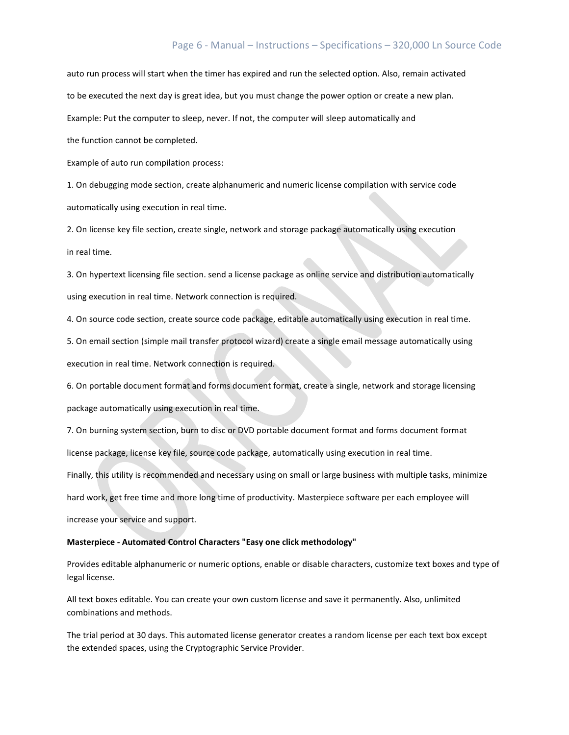auto run process will start when the timer has expired and run the selected option. Also, remain activated to be executed the next day is great idea, but you must change the power option or create a new plan.

Example: Put the computer to sleep, never. If not, the computer will sleep automatically and the function cannot be completed.

Example of auto run compilation process:

1. On debugging mode section, create alphanumeric and numeric license compilation with service code automatically using execution in real time.
2. On license key file section, create single, network and storage package automatically using execution in real time.
3. On hypertext licensing file section. send a license package as online service and distribution automatically using execution in real time. Network connection is required.
4. On source code section, create source code package, editable automatically using execution in real time.
5. On email section (simple mail transfer protocol wizard) create a single email message automatically using execution in real time. Network connection is required.
6. On portable document format and forms document format, create a single, network and storage licensing package automatically using execution in real time.
7. On burning system section, burn to disc or DVD portable document format and forms document format license package, license key file, source code package, automatically using execution in real time.

Finally, this utility is recommended and necessary using on small or large business with multiple tasks, minimize hard work, get free time and more long time of productivity. Masterpiece software per each employee will increase your service and support.

**Masterpiece - Automated Control Characters "Easy one click methodology"**

Provides editable alphanumeric or numeric options, enable or disable characters, customize text boxes and type of legal license.

All text boxes editable. You can create your own custom license and save it permanently. Also, unlimited combinations and methods.

The trial period at 30 days. This automated license generator creates a random license per each text box except the extended spaces, using the Cryptographic Service Provider.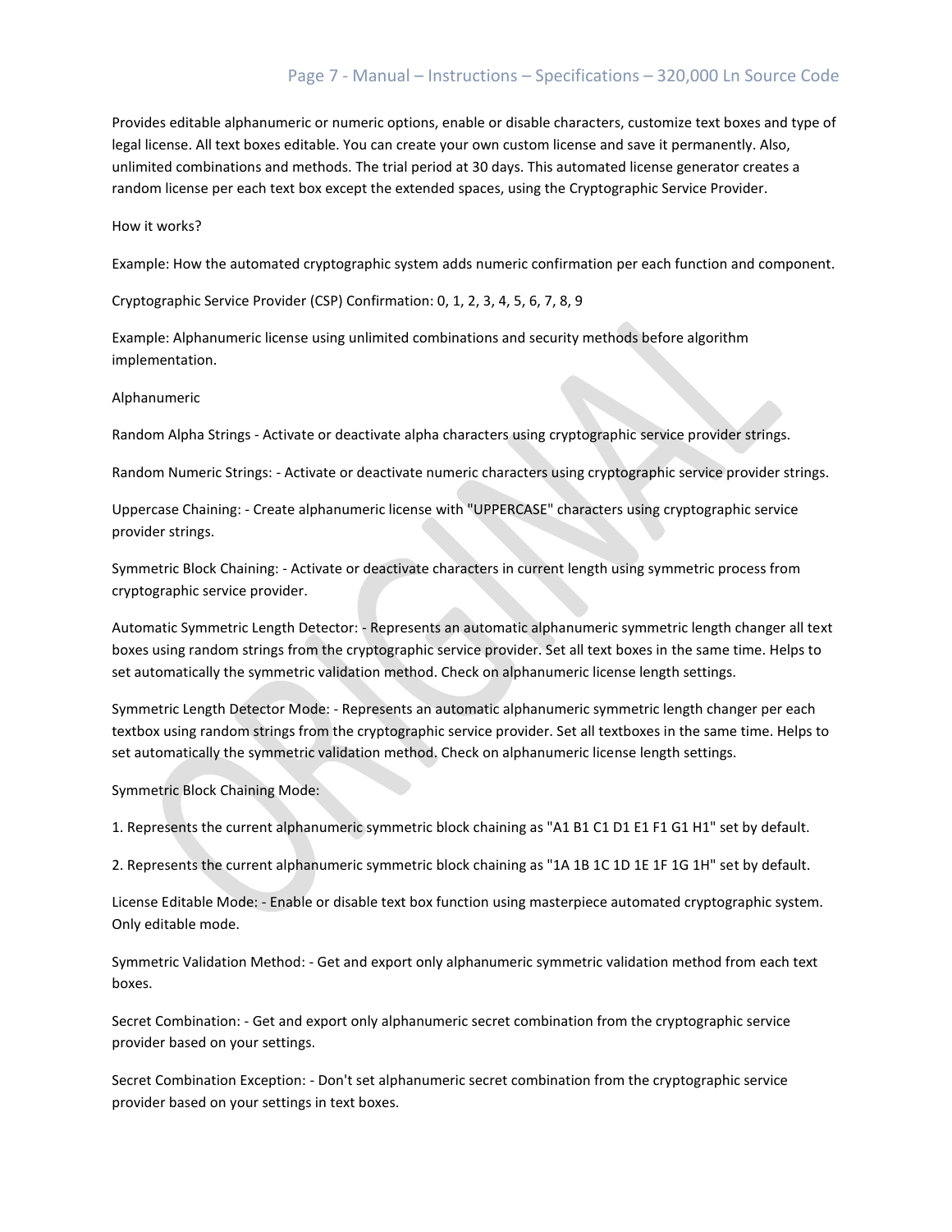Provides editable alphanumeric or numeric options, enable or disable characters, customize text boxes and type of legal license. All text boxes editable. You can create your own custom license and save it permanently. Also, unlimited combinations and methods. The trial period at 30 days. This automated license generator creates a random license per each text box except the extended spaces, using the Cryptographic Service Provider.

How it works?

Example: How the automated cryptographic system adds numeric confirmation per each function and component.

Cryptographic Service Provider (CSP) Confirmation: 0, 1, 2, 3, 4, 5, 6, 7, 8, 9

Example: Alphanumeric license using unlimited combinations and security methods before algorithm implementation.

Alphanumeric

Random Alpha Strings - Activate or deactivate alpha characters using cryptographic service provider strings.

Random Numeric Strings: - Activate or deactivate numeric characters using cryptographic service provider strings.

Uppercase Chaining: - Create alphanumeric license with "UPPERCASE" characters using cryptographic service provider strings.

Symmetric Block Chaining: - Activate or deactivate characters in current length using symmetric process from cryptographic service provider.

Automatic Symmetric Length Detector: - Represents an automatic alphanumeric symmetric length changer all text boxes using random strings from the cryptographic service provider. Set all text boxes in the same time. Helps to set automatically the symmetric validation method. Check on alphanumeric license length settings.

Symmetric Length Detector Mode: - Represents an automatic alphanumeric symmetric length changer per each textbox using random strings from the cryptographic service provider. Set all textboxes in the same time. Helps to set automatically the symmetric validation method. Check on alphanumeric license length settings.

Symmetric Block Chaining Mode:

1. Represents the current alphanumeric symmetric block chaining as "A1 B1 C1 D1 E1 F1 G1 H1" set by default.

2. Represents the current alphanumeric symmetric block chaining as "1A 1B 1C 1D 1E 1F 1G 1H" set by default.

License Editable Mode: - Enable or disable text box function using masterpiece automated cryptographic system. Only editable mode.

Symmetric Validation Method: - Get and export only alphanumeric symmetric validation method from each text boxes.

Secret Combination: - Get and export only alphanumeric secret combination from the cryptographic service provider based on your settings.

Secret Combination Exception: - Don't set alphanumeric secret combination from the cryptographic service provider based on your settings in text boxes.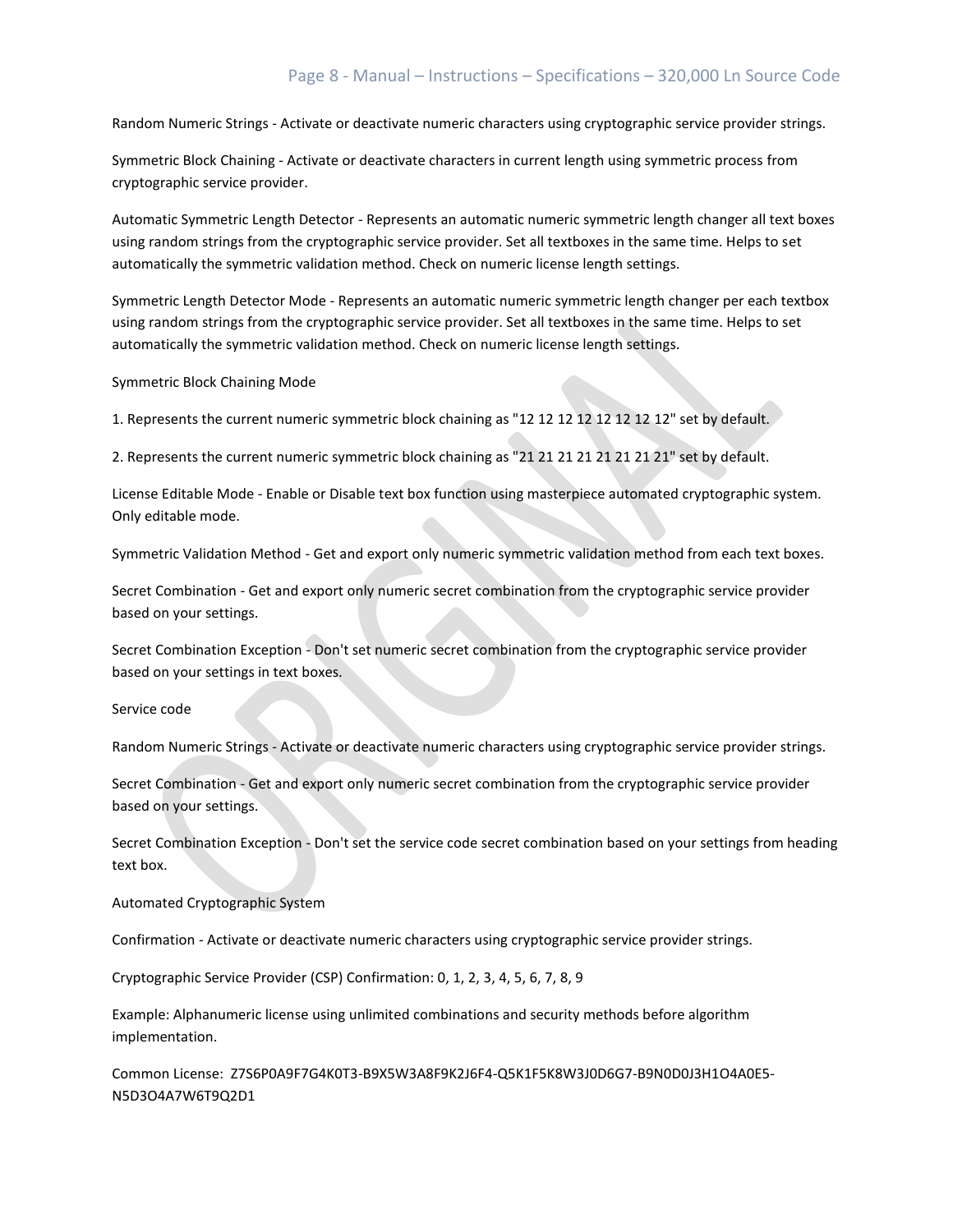Random Numeric Strings - Activate or deactivate numeric characters using cryptographic service provider strings.

Symmetric Block Chaining - Activate or deactivate characters in current length using symmetric process from cryptographic service provider.

Automatic Symmetric Length Detector - Represents an automatic numeric symmetric length changer all text boxes using random strings from the cryptographic service provider. Set all textboxes in the same time. Helps to set automatically the symmetric validation method. Check on numeric license length settings.

Symmetric Length Detector Mode - Represents an automatic numeric symmetric length changer per each textbox using random strings from the cryptographic service provider. Set all textboxes in the same time. Helps to set automatically the symmetric validation method. Check on numeric license length settings.

Symmetric Block Chaining Mode

1. Represents the current numeric symmetric block chaining as "12 12 12 12 12 12 12 12" set by default.

2. Represents the current numeric symmetric block chaining as "21 21 21 21 21 21 21 21" set by default.

License Editable Mode - Enable or Disable text box function using masterpiece automated cryptographic system. Only editable mode.

Symmetric Validation Method - Get and export only numeric symmetric validation method from each text boxes.

Secret Combination - Get and export only numeric secret combination from the cryptographic service provider based on your settings.

Secret Combination Exception - Don't set numeric secret combination from the cryptographic service provider based on your settings in text boxes.

Service code

Random Numeric Strings - Activate or deactivate numeric characters using cryptographic service provider strings.

Secret Combination - Get and export only numeric secret combination from the cryptographic service provider based on your settings.

Secret Combination Exception - Don't set the service code secret combination based on your settings from heading text box.

Automated Cryptographic System

Confirmation - Activate or deactivate numeric characters using cryptographic service provider strings.

Cryptographic Service Provider (CSP) Confirmation: 0, 1, 2, 3, 4, 5, 6, 7, 8, 9

Example: Alphanumeric license using unlimited combinations and security methods before algorithm implementation.

Common License: Z7S6P0A9F7G4K0T3-B9X5W3A8F9K2J6F4-Q5K1F5K8W3J0D6G7-B9N0D0J3H1O4A0E5-N5D3O4A7W6T9Q2D1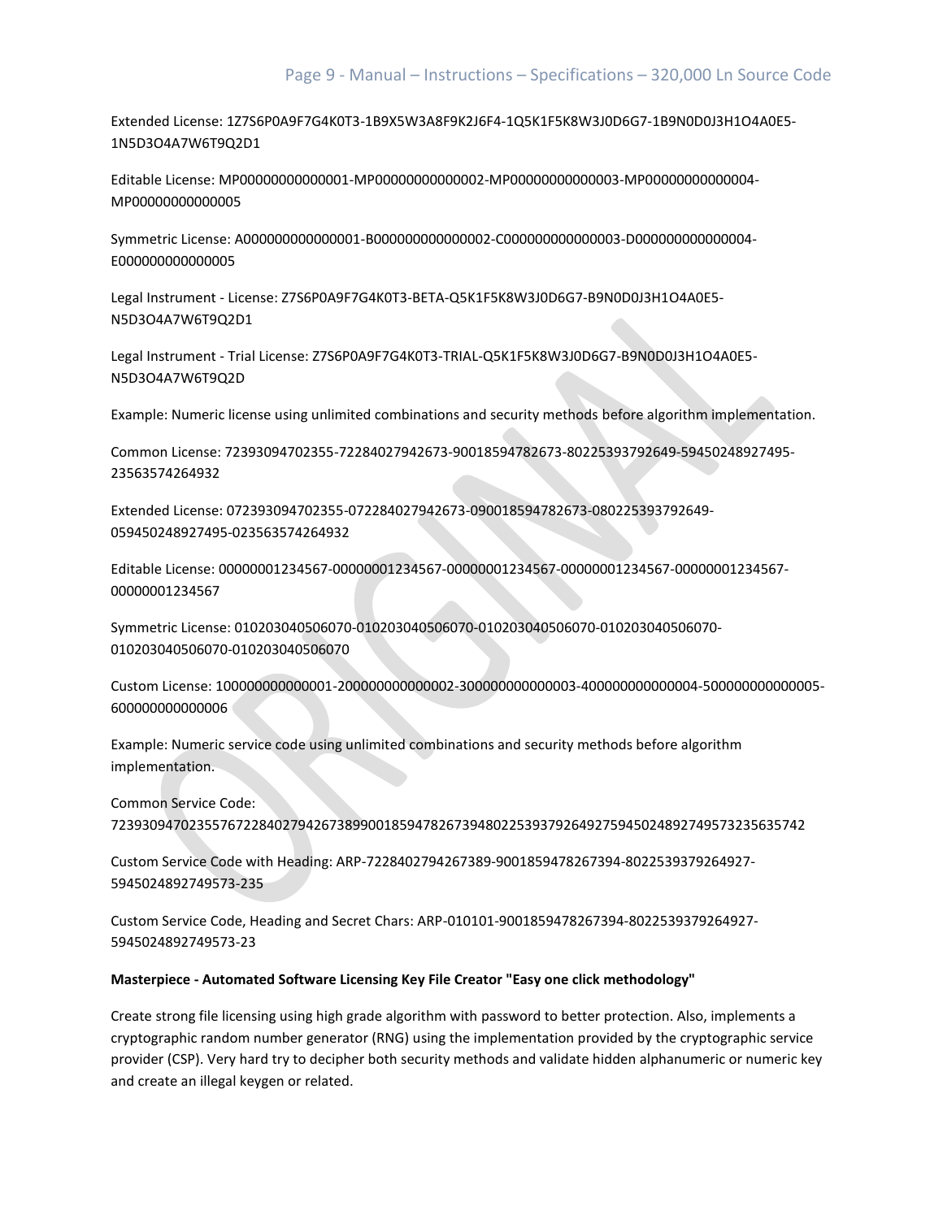Extended License: 1Z7S6P0A9F7G4K0T3-1B9X5W3A8F9K2J6F4-1Q5K1F5K8W3J0D6G7-1B9N0D0J3H1O4A0E5-1N5D3O4A7W6T9Q2D1

Editable License: MP00000000000001-MP00000000000002-MP00000000000003-MP00000000000004-MP00000000000005

Symmetric License: A000000000000001-B000000000000002-C000000000000003-D000000000000004-E000000000000005

Legal Instrument - License: Z7S6P0A9F7G4K0T3-BETA-Q5K1F5K8W3J0D6G7-B9N0D0J3H1O4A0E5-N5D3O4A7W6T9Q2D1

Legal Instrument - Trial License: Z7S6P0A9F7G4K0T3-TRIAL-Q5K1F5K8W3J0D6G7-B9N0D0J3H1O4A0E5-N5D3O4A7W6T9Q2D

Example: Numeric license using unlimited combinations and security methods before algorithm implementation.

Common License: 72393094702355-72284027942673-90018594782673-80225393792649-59450248927495-23563574264932

Extended License: 072393094702355-072284027942673-090018594782673-080225393792649-059450248927495-023563574264932

Editable License: 00000001234567-00000001234567-00000001234567-00000001234567-00000001234567-00000001234567

Symmetric License: 010203040506070-010203040506070-010203040506070-010203040506070-010203040506070-010203040506070

Custom License: 100000000000001-200000000000002-300000000000003-400000000000004-500000000000005-600000000000006

Example: Numeric service code using unlimited combinations and security methods before algorithm implementation.

Common Service Code: 723930947023557672284027942673899001859478267394802253937926492759450248927495732356357 42

Custom Service Code with Heading: ARP-7228402794267389-9001859478267394-8022539379264927-5945024892749573-235

Custom Service Code, Heading and Secret Chars: ARP-010101-9001859478267394-8022539379264927-5945024892749573-23

**Masterpiece - Automated Software Licensing Key File Creator "Easy one click methodology"**

Create strong file licensing using high grade algorithm with password to better protection. Also, implements a cryptographic random number generator (RNG) using the implementation provided by the cryptographic service provider (CSP). Very hard try to decipher both security methods and validate hidden alphanumeric or numeric key and create an illegal keygen or related.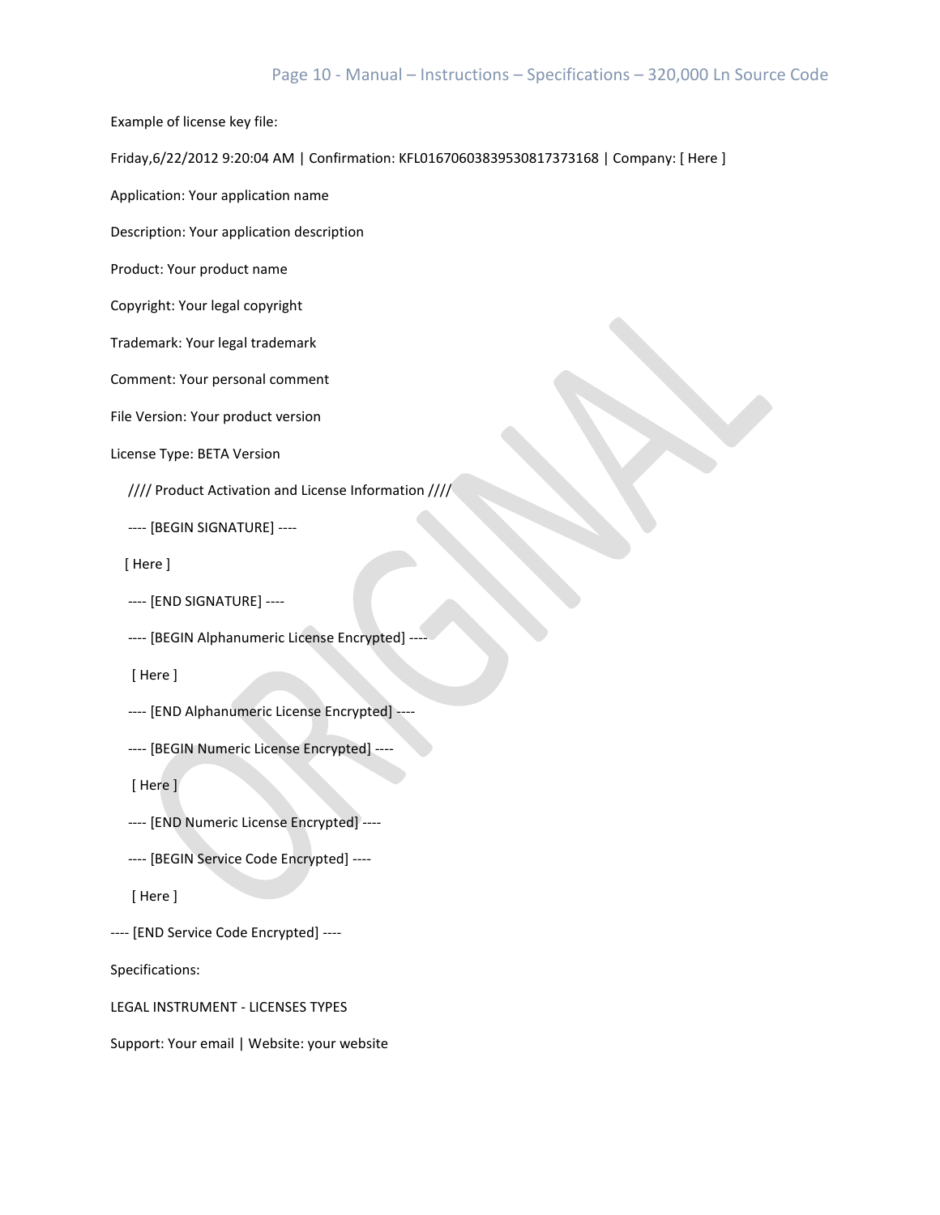Example of license key file:

Friday,6/22/2012 9:20:04 AM | Confirmation: KFL0167060383953081737316​8 | Company: [ Here ]

Application: Your application name

Description: Your application description

Product: Your product name

Copyright: Your legal copyright

Trademark: Your legal trademark

Comment: Your personal comment

File Version: Your product version

License Type: BETA Version

```
//// Product Activation and License Information ////

---- [BEGIN SIGNATURE] ----

[ Here ]

---- [END SIGNATURE] ----

---- [BEGIN Alphanumeric License Encrypted] ----

[ Here ]

---- [END Alphanumeric License Encrypted] ----

---- [BEGIN Numeric License Encrypted] ----

[ Here ]

---- [END Numeric License Encrypted] ----

---- [BEGIN Service Code Encrypted] ----

[ Here ]

---- [END Service Code Encrypted] ----
```

Specifications:

LEGAL INSTRUMENT - LICENSES TYPES

Support: Your email | Website: your website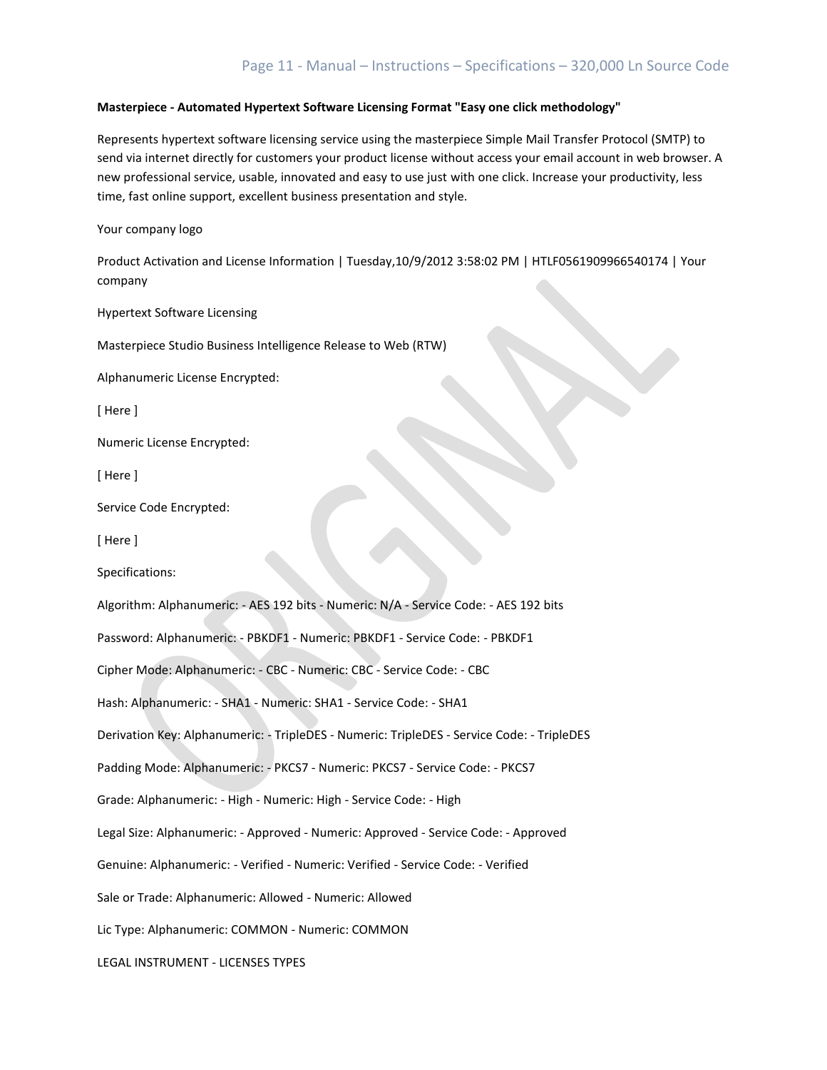**Masterpiece - Automated Hypertext Software Licensing Format "Easy one click methodology"**

Represents hypertext software licensing service using the masterpiece Simple Mail Transfer Protocol (SMTP) to send via internet directly for customers your product license without access your email account in web browser. A new professional service, usable, innovated and easy to use just with one click. Increase your productivity, less time, fast online support, excellent business presentation and style.

Your company logo

Product Activation and License Information | Tuesday,10/9/2012 3:58:02 PM | HTLF0561909966540174 | Your company

Hypertext Software Licensing

Masterpiece Studio Business Intelligence Release to Web (RTW)

Alphanumeric License Encrypted:

[ Here ]

Numeric License Encrypted:

[ Here ]

Service Code Encrypted:

[ Here ]

Specifications:

Algorithm: Alphanumeric: - AES 192 bits - Numeric: N/A - Service Code: - AES 192 bits

Password: Alphanumeric: - PBKDF1 - Numeric: PBKDF1 - Service Code: - PBKDF1

Cipher Mode: Alphanumeric: - CBC - Numeric: CBC - Service Code: - CBC

Hash: Alphanumeric: - SHA1 - Numeric: SHA1 - Service Code: - SHA1

Derivation Key: Alphanumeric: - TripleDES - Numeric: TripleDES - Service Code: - TripleDES

Padding Mode: Alphanumeric: - PKCS7 - Numeric: PKCS7 - Service Code: - PKCS7

Grade: Alphanumeric: - High - Numeric: High - Service Code: - High

Legal Size: Alphanumeric: - Approved - Numeric: Approved - Service Code: - Approved

Genuine: Alphanumeric: - Verified - Numeric: Verified - Service Code: - Verified

Sale or Trade: Alphanumeric: Allowed - Numeric: Allowed

Lic Type: Alphanumeric: COMMON - Numeric: COMMON

LEGAL INSTRUMENT - LICENSES TYPES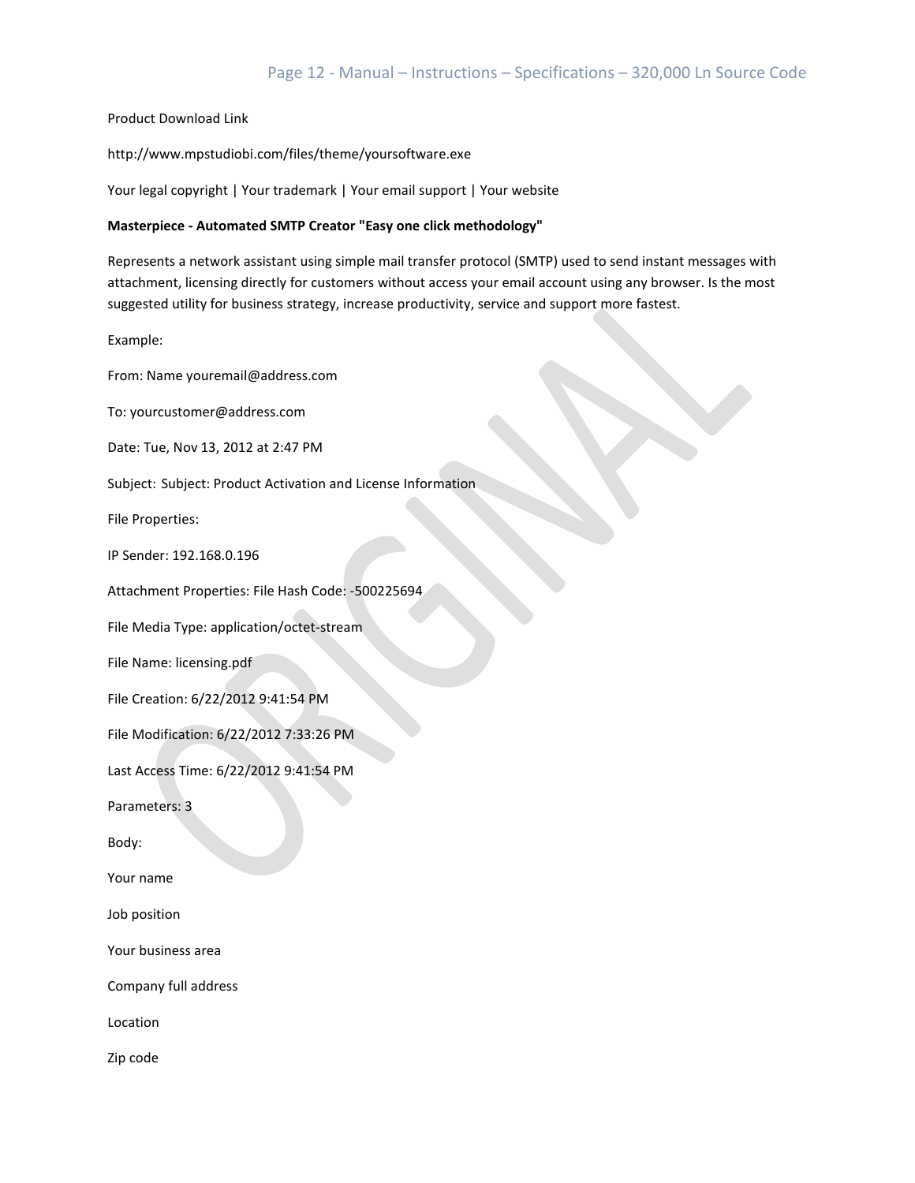Product Download Link

http://www.mpstudiobi.com/files/theme/yoursoftware.exe

Your legal copyright | Your trademark | Your email support | Your website

**Masterpiece - Automated SMTP Creator "Easy one click methodology"**

Represents a network assistant using simple mail transfer protocol (SMTP) used to send instant messages with attachment, licensing directly for customers without access your email account using any browser. Is the most suggested utility for business strategy, increase productivity, service and support more fastest.

Example:

From: Name youremail@address.com

To: yourcustomer@address.com

Date: Tue, Nov 13, 2012 at 2:47 PM

Subject: Subject: Product Activation and License Information

File Properties:

IP Sender: 192.168.0.196

Attachment Properties: File Hash Code: -500225694

File Media Type: application/octet-stream

File Name: licensing.pdf

File Creation: 6/22/2012 9:41:54 PM

File Modification: 6/22/2012 7:33:26 PM

Last Access Time: 6/22/2012 9:41:54 PM

Parameters: 3

Body:

Your name

Job position

Your business area

Company full address

Location

Zip code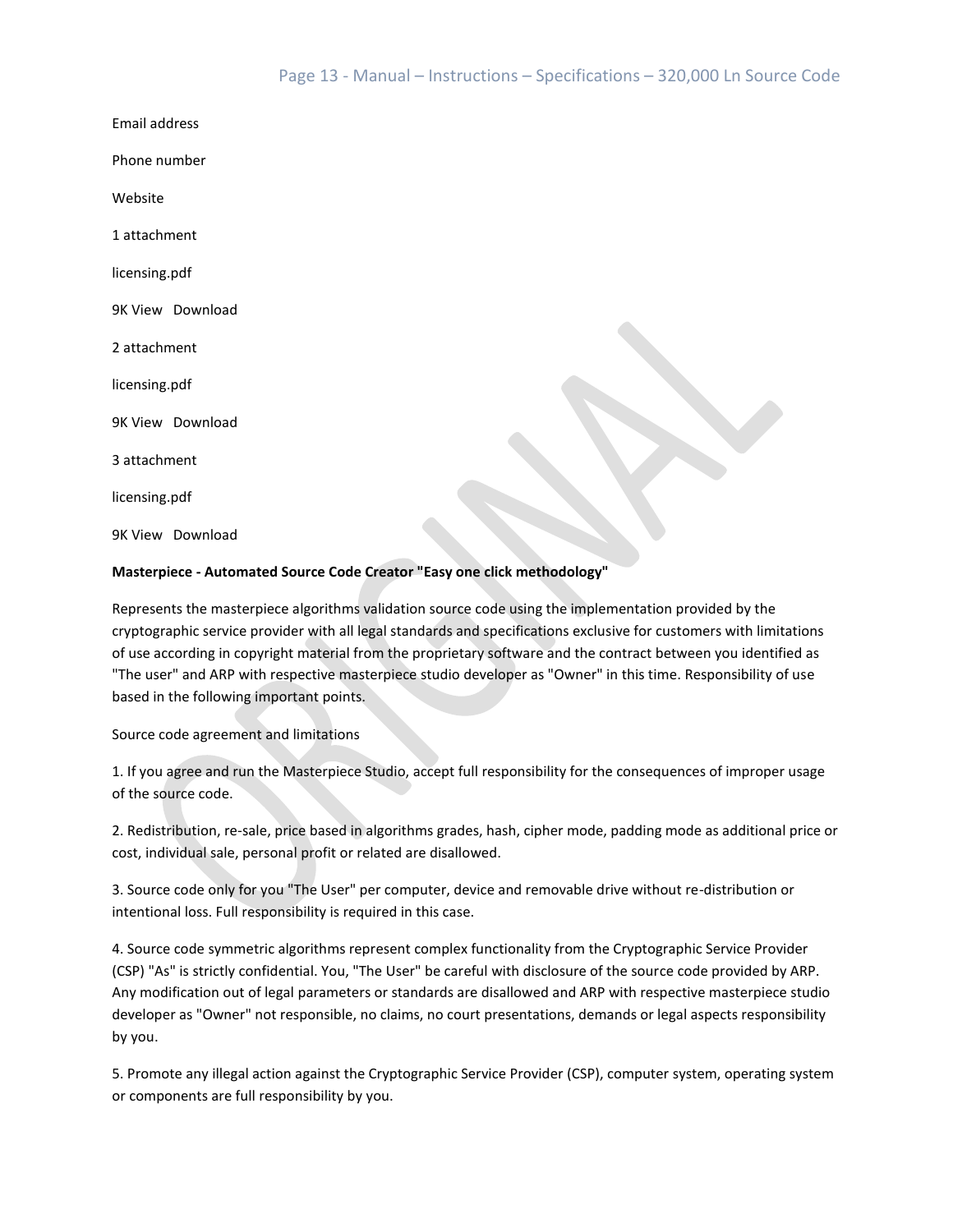Email address

Phone number

Website

1 attachment

licensing.pdf

9K View   Download

2 attachment

licensing.pdf

9K View   Download

3 attachment

licensing.pdf

9K View   Download

**Masterpiece - Automated Source Code Creator "Easy one click methodology"**

Represents the masterpiece algorithms validation source code using the implementation provided by the cryptographic service provider with all legal standards and specifications exclusive for customers with limitations of use according in copyright material from the proprietary software and the contract between you identified as "The user" and ARP with respective masterpiece studio developer as "Owner" in this time. Responsibility of use based in the following important points.

Source code agreement and limitations

1. If you agree and run the Masterpiece Studio, accept full responsibility for the consequences of improper usage of the source code.

2. Redistribution, re-sale, price based in algorithms grades, hash, cipher mode, padding mode as additional price or cost, individual sale, personal profit or related are disallowed.

3. Source code only for you "The User" per computer, device and removable drive without re-distribution or intentional loss. Full responsibility is required in this case.

4. Source code symmetric algorithms represent complex functionality from the Cryptographic Service Provider (CSP) "As" is strictly confidential. You, "The User" be careful with disclosure of the source code provided by ARP. Any modification out of legal parameters or standards are disallowed and ARP with respective masterpiece studio developer as "Owner" not responsible, no claims, no court presentations, demands or legal aspects responsibility by you.

5. Promote any illegal action against the Cryptographic Service Provider (CSP), computer system, operating system or components are full responsibility by you.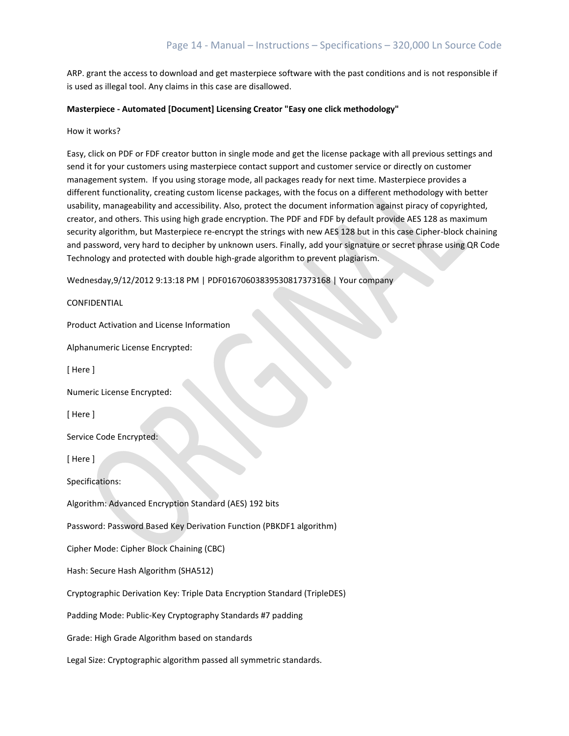ARP. grant the access to download and get masterpiece software with the past conditions and is not responsible if is used as illegal tool. Any claims in this case are disallowed.

**Masterpiece - Automated [Document] Licensing Creator "Easy one click methodology"**

How it works?

Easy, click on PDF or FDF creator button in single mode and get the license package with all previous settings and send it for your customers using masterpiece contact support and customer service or directly on customer management system. If you using storage mode, all packages ready for next time. Masterpiece provides a different functionality, creating custom license packages, with the focus on a different methodology with better usability, manageability and accessibility. Also, protect the document information against piracy of copyrighted, creator, and others. This using high grade encryption. The PDF and FDF by default provide AES 128 as maximum security algorithm, but Masterpiece re-encrypt the strings with new AES 128 but in this case Cipher-block chaining and password, very hard to decipher by unknown users. Finally, add your signature or secret phrase using QR Code Technology and protected with double high-grade algorithm to prevent plagiarism.

Wednesday,9/12/2012 9:13:18 PM | PDF016706038395308173731​68 | Your company

CONFIDENTIAL

Product Activation and License Information

Alphanumeric License Encrypted:

[ Here ]

Numeric License Encrypted:

[ Here ]

Service Code Encrypted:

[ Here ]

Specifications:

Algorithm: Advanced Encryption Standard (AES) 192 bits

Password: Password Based Key Derivation Function (PBKDF1 algorithm)

Cipher Mode: Cipher Block Chaining (CBC)

Hash: Secure Hash Algorithm (SHA512)

Cryptographic Derivation Key: Triple Data Encryption Standard (TripleDES)

Padding Mode: Public-Key Cryptography Standards #7 padding

Grade: High Grade Algorithm based on standards

Legal Size: Cryptographic algorithm passed all symmetric standards.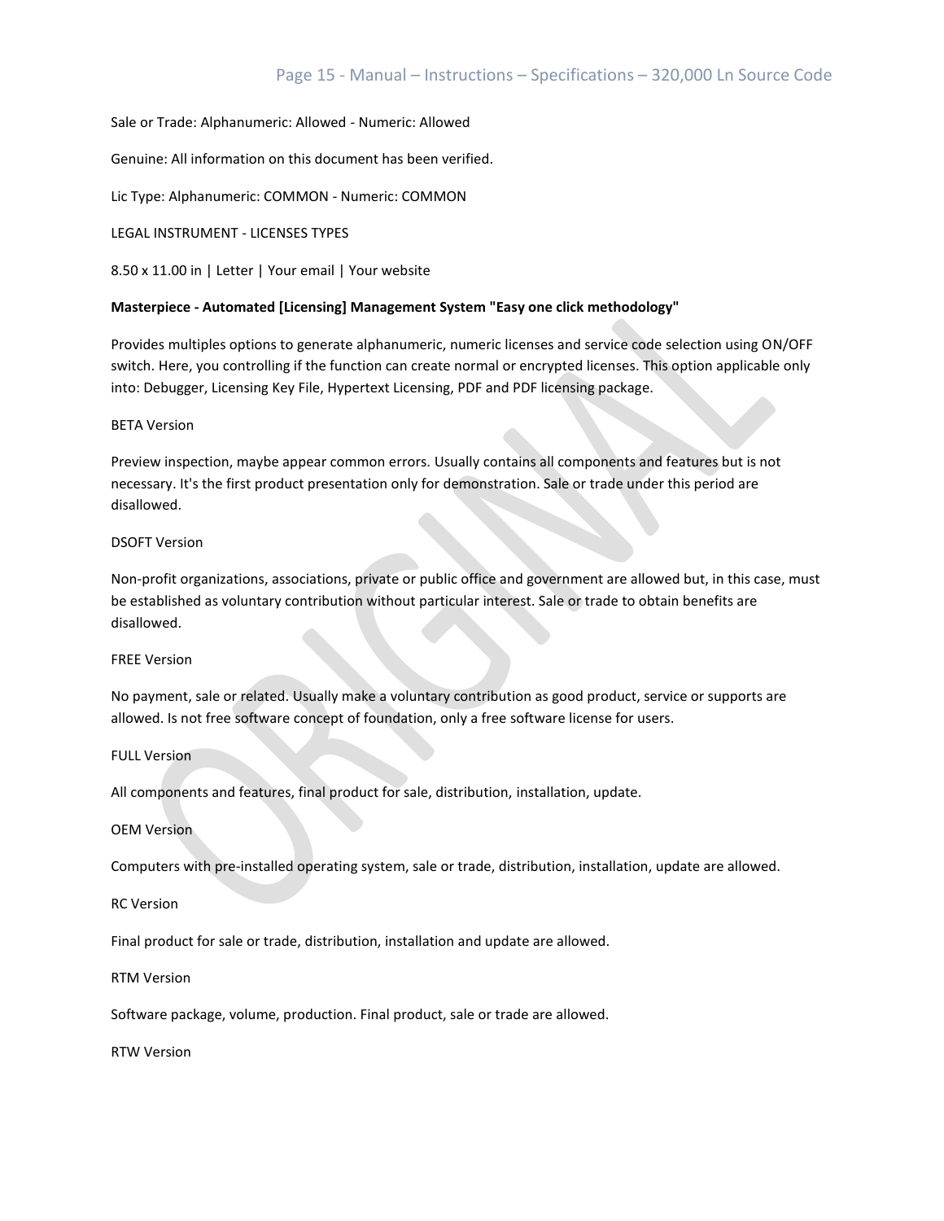Sale or Trade: Alphanumeric: Allowed - Numeric: Allowed

Genuine: All information on this document has been verified.

Lic Type: Alphanumeric: COMMON - Numeric: COMMON

LEGAL INSTRUMENT - LICENSES TYPES

8.50 x 11.00 in | Letter | Your email | Your website

**Masterpiece - Automated [Licensing] Management System "Easy one click methodology"**

Provides multiples options to generate alphanumeric, numeric licenses and service code selection using ON/OFF switch. Here, you controlling if the function can create normal or encrypted licenses. This option applicable only into: Debugger, Licensing Key File, Hypertext Licensing, PDF and PDF licensing package.

BETA Version

Preview inspection, maybe appear common errors. Usually contains all components and features but is not necessary. It's the first product presentation only for demonstration. Sale or trade under this period are disallowed.

DSOFT Version

Non-profit organizations, associations, private or public office and government are allowed but, in this case, must be established as voluntary contribution without particular interest. Sale or trade to obtain benefits are disallowed.

FREE Version

No payment, sale or related. Usually make a voluntary contribution as good product, service or supports are allowed. Is not free software concept of foundation, only a free software license for users.

FULL Version

All components and features, final product for sale, distribution, installation, update.

OEM Version

Computers with pre-installed operating system, sale or trade, distribution, installation, update are allowed.

RC Version

Final product for sale or trade, distribution, installation and update are allowed.

RTM Version

Software package, volume, production. Final product, sale or trade are allowed.

RTW Version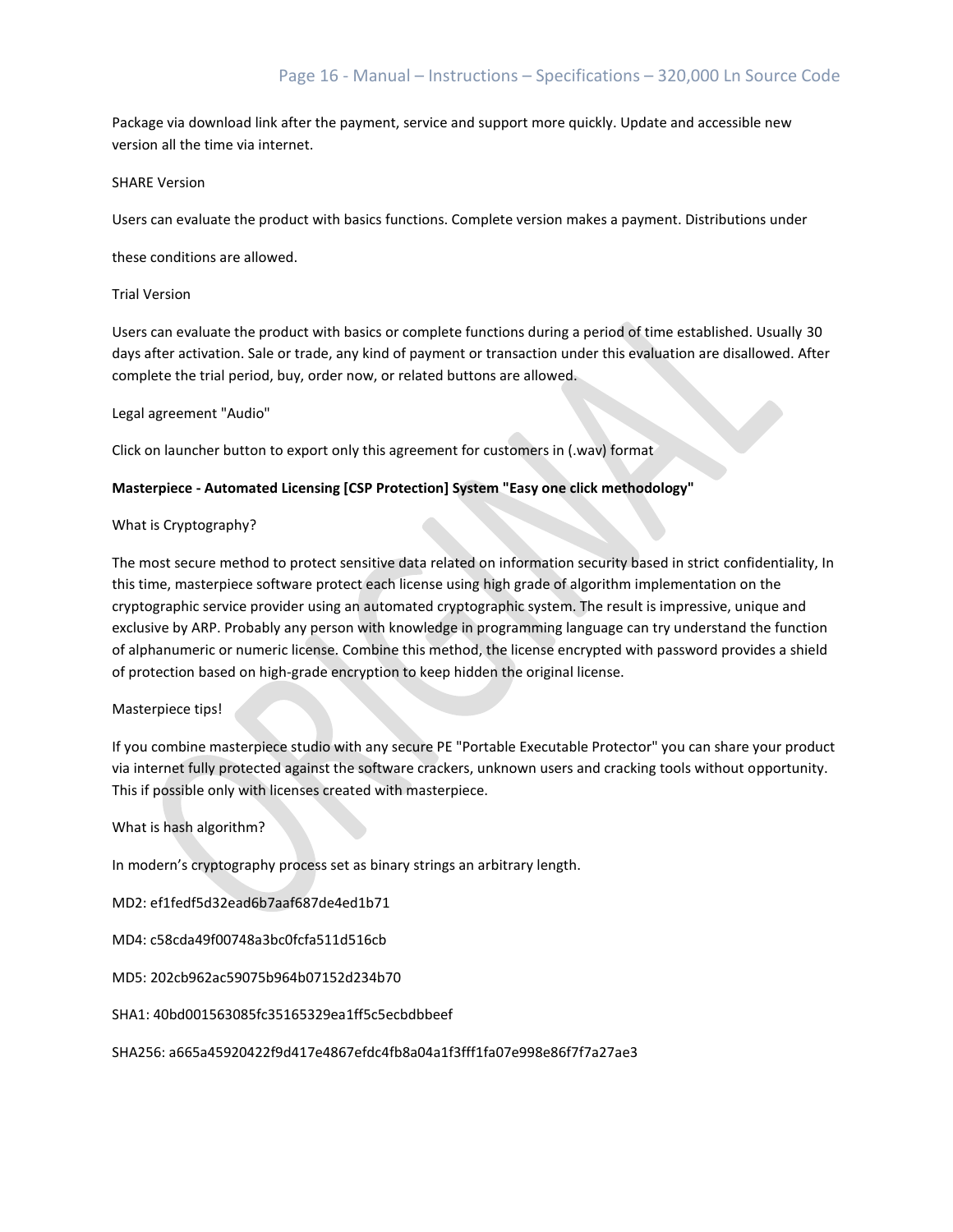Package via download link after the payment, service and support more quickly. Update and accessible new version all the time via internet.

SHARE Version

Users can evaluate the product with basics functions. Complete version makes a payment. Distributions under

these conditions are allowed.

Trial Version

Users can evaluate the product with basics or complete functions during a period of time established. Usually 30 days after activation. Sale or trade, any kind of payment or transaction under this evaluation are disallowed. After complete the trial period, buy, order now, or related buttons are allowed.

Legal agreement "Audio"

Click on launcher button to export only this agreement for customers in (.wav) format

**Masterpiece - Automated Licensing [CSP Protection] System "Easy one click methodology"**

What is Cryptography?

The most secure method to protect sensitive data related on information security based in strict confidentiality, In this time, masterpiece software protect each license using high grade of algorithm implementation on the cryptographic service provider using an automated cryptographic system. The result is impressive, unique and exclusive by ARP. Probably any person with knowledge in programming language can try understand the function of alphanumeric or numeric license. Combine this method, the license encrypted with password provides a shield of protection based on high-grade encryption to keep hidden the original license.

Masterpiece tips!

If you combine masterpiece studio with any secure PE "Portable Executable Protector" you can share your product via internet fully protected against the software crackers, unknown users and cracking tools without opportunity. This if possible only with licenses created with masterpiece.

What is hash algorithm?

In modern's cryptography process set as binary strings an arbitrary length.

MD2: ef1fedf5d32ead6b7aaf687de4ed1b71

MD4: c58cda49f00748a3bc0fcfa511d516cb

MD5: 202cb962ac59075b964b07152d234b70

SHA1: 40bd001563085fc35165329ea1ff5c5ecbdbbeef

SHA256: a665a45920422f9d417e4867efdc4fb8a04a1f3fff1fa07e998e86f7f7a27ae3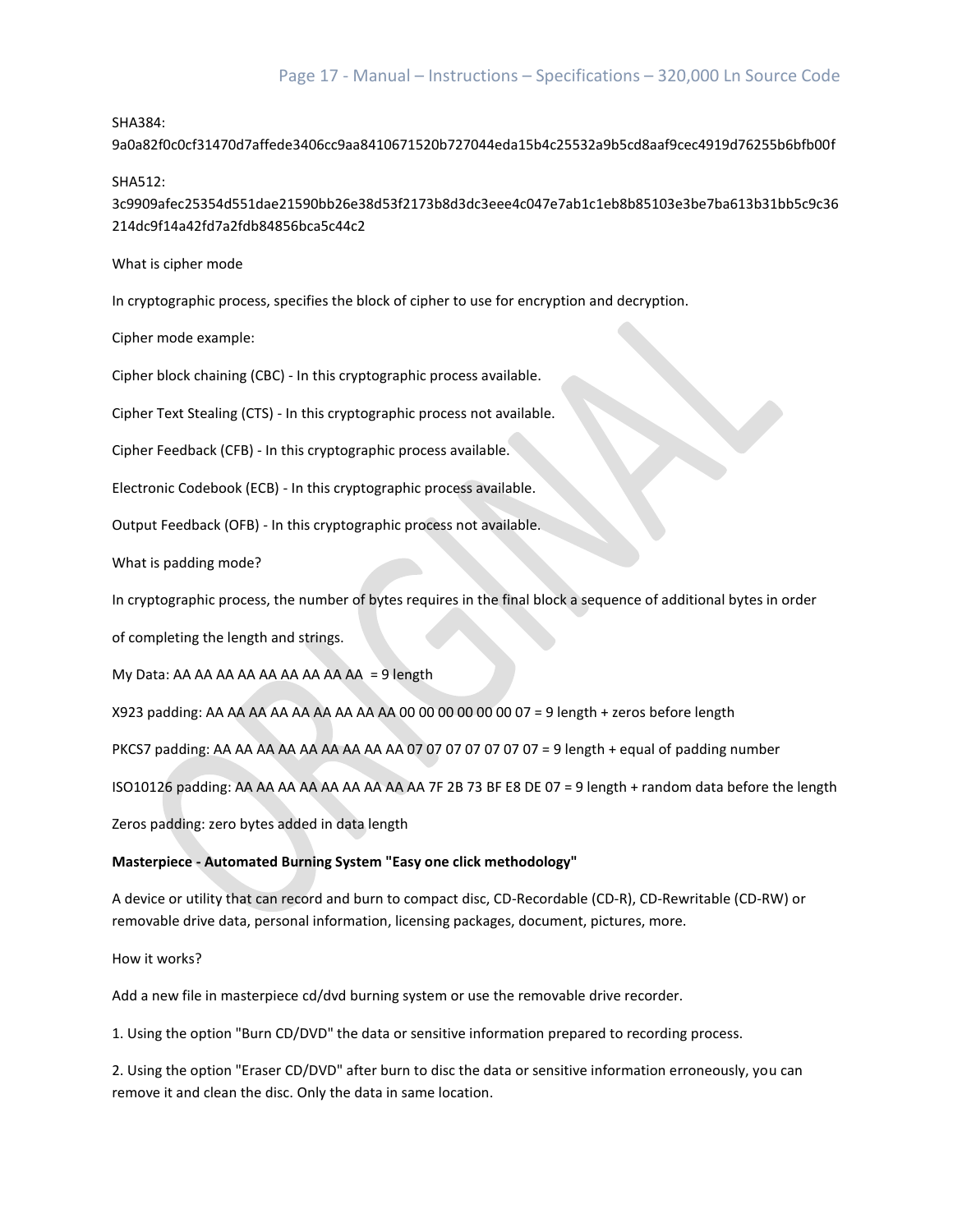SHA384:
9a0a82f0c0cf31470d7affede3406cc9aa8410671520b727044eda15b4c25532a9b5cd8aaf9cec4919d76255b6bfb00f

SHA512:
3c9909afec25354d551dae21590bb26e38d53f2173b8d3dc3eee4c047e7ab1c1eb8b85103e3be7ba613b31bb5c9c36214dc9f14a42fd7a2fdb84856bca5c44c2

What is cipher mode

In cryptographic process, specifies the block of cipher to use for encryption and decryption.

Cipher mode example:

Cipher block chaining (CBC) - In this cryptographic process available.

Cipher Text Stealing (CTS) - In this cryptographic process not available.

Cipher Feedback (CFB) - In this cryptographic process available.

Electronic Codebook (ECB) - In this cryptographic process available.

Output Feedback (OFB) - In this cryptographic process not available.

What is padding mode?

In cryptographic process, the number of bytes requires in the final block a sequence of additional bytes in order

of completing the length and strings.

My Data: AA AA AA AA AA AA AA AA AA = 9 length

X923 padding: AA AA AA AA AA AA AA AA AA 00 00 00 00 00 00 07 = 9 length + zeros before length

PKCS7 padding: AA AA AA AA AA AA AA AA AA 07 07 07 07 07 07 07 = 9 length + equal of padding number

ISO10126 padding: AA AA AA AA AA AA AA AA AA 7F 2B 73 BF E8 DE 07 = 9 length + random data before the length

Zeros padding: zero bytes added in data length

**Masterpiece - Automated Burning System "Easy one click methodology"**

A device or utility that can record and burn to compact disc, CD-Recordable (CD-R), CD-Rewritable (CD-RW) or removable drive data, personal information, licensing packages, document, pictures, more.

How it works?

Add a new file in masterpiece cd/dvd burning system or use the removable drive recorder.

1. Using the option "Burn CD/DVD" the data or sensitive information prepared to recording process.

2. Using the option "Eraser CD/DVD" after burn to disc the data or sensitive information erroneously, you can remove it and clean the disc. Only the data in same location.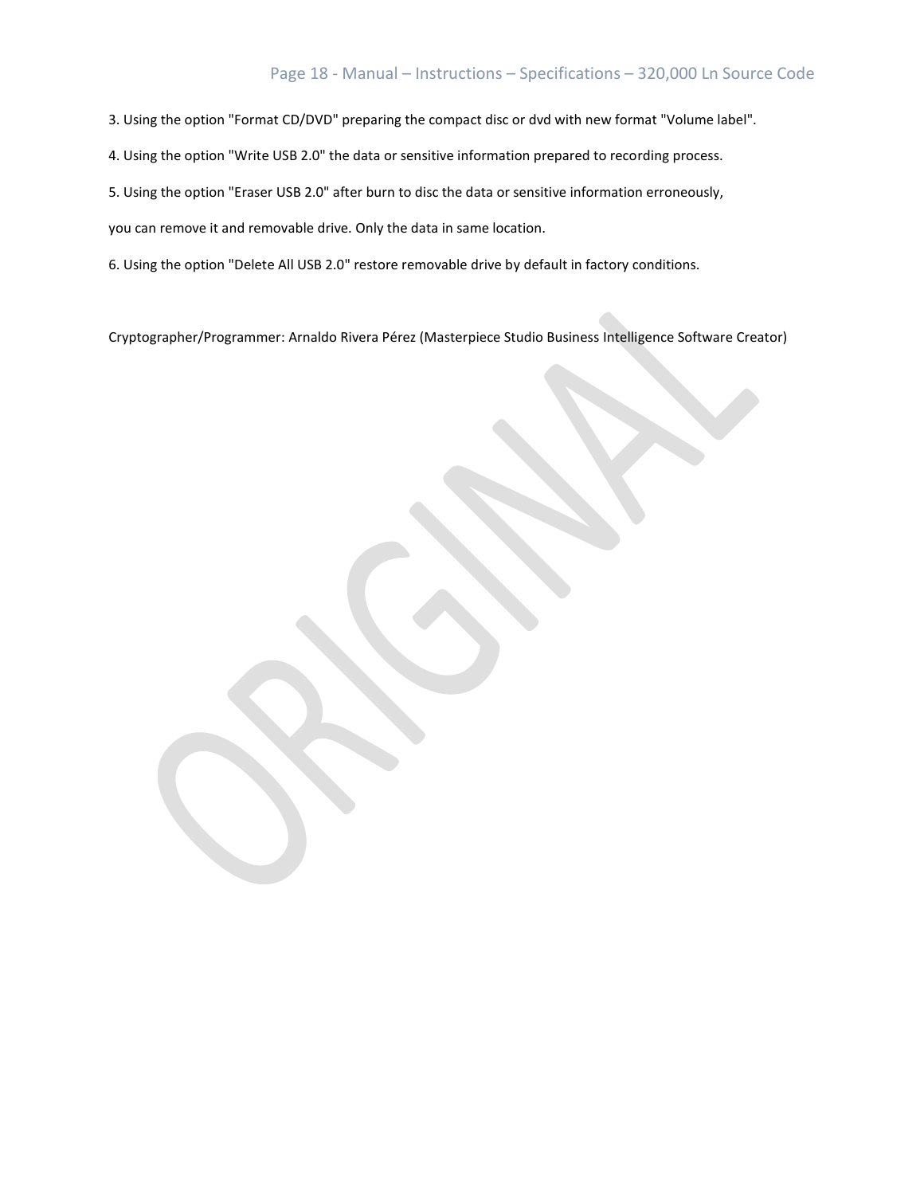3. Using the option "Format CD/DVD" preparing the compact disc or dvd with new format "Volume label".

4. Using the option "Write USB 2.0" the data or sensitive information prepared to recording process.

5. Using the option "Eraser USB 2.0" after burn to disc the data or sensitive information erroneously,

you can remove it and removable drive. Only the data in same location.

6. Using the option "Delete All USB 2.0" restore removable drive by default in factory conditions.

Cryptographer/Programmer: Arnaldo Rivera Pérez (Masterpiece Studio Business Intelligence Software Creator)